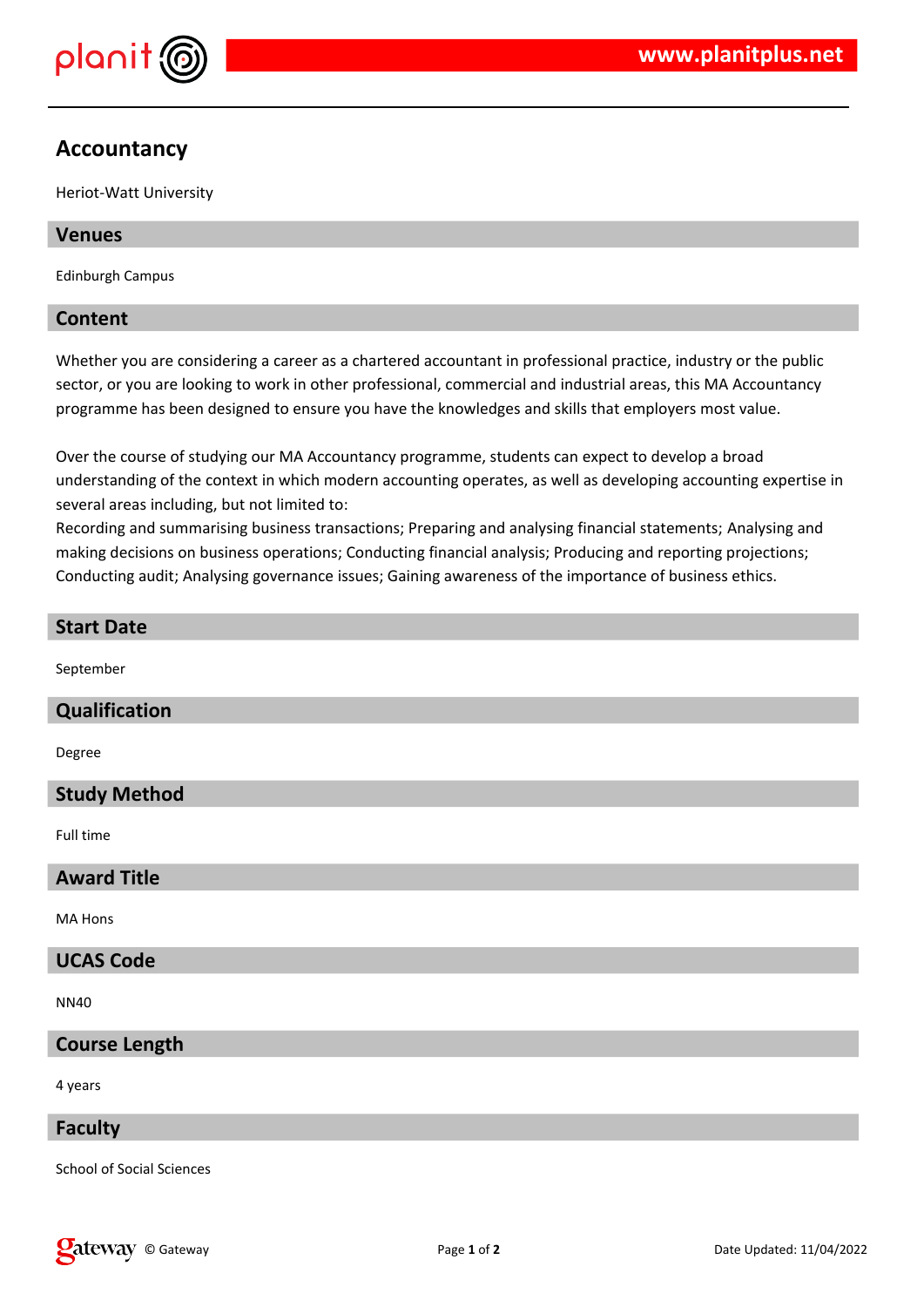# Accountancy

Heriot-Watt University

## Venues

Edinburgh Campus

## Content

Whether you are considering a career as a chartered accountant in professional practice, industry or the public sector, or you are looking to work in other professional, commercial and industrial areas, this MA Accountancy programme has been designed to ensure you have the knowledges and skills that employers most value.

Over the course of studying our MA Accountancy programme, students can expect to develop a broad understanding of the context in which modern accounting operates, as well as developing accounting expertise in several areas including, but not limited to:
Recording and summarising business transactions; Preparing and analysing financial statements; Analysing and making decisions on business operations; Conducting financial analysis; Producing and reporting projections; Conducting audit; Analysing governance issues; Gaining awareness of the importance of business ethics.

## Start Date

September

## Qualification

Degree

## Study Method

Full time

## Award Title

MA Hons

## UCAS Code

NN40

## Course Length

4 years

## Faculty

School of Social Sciences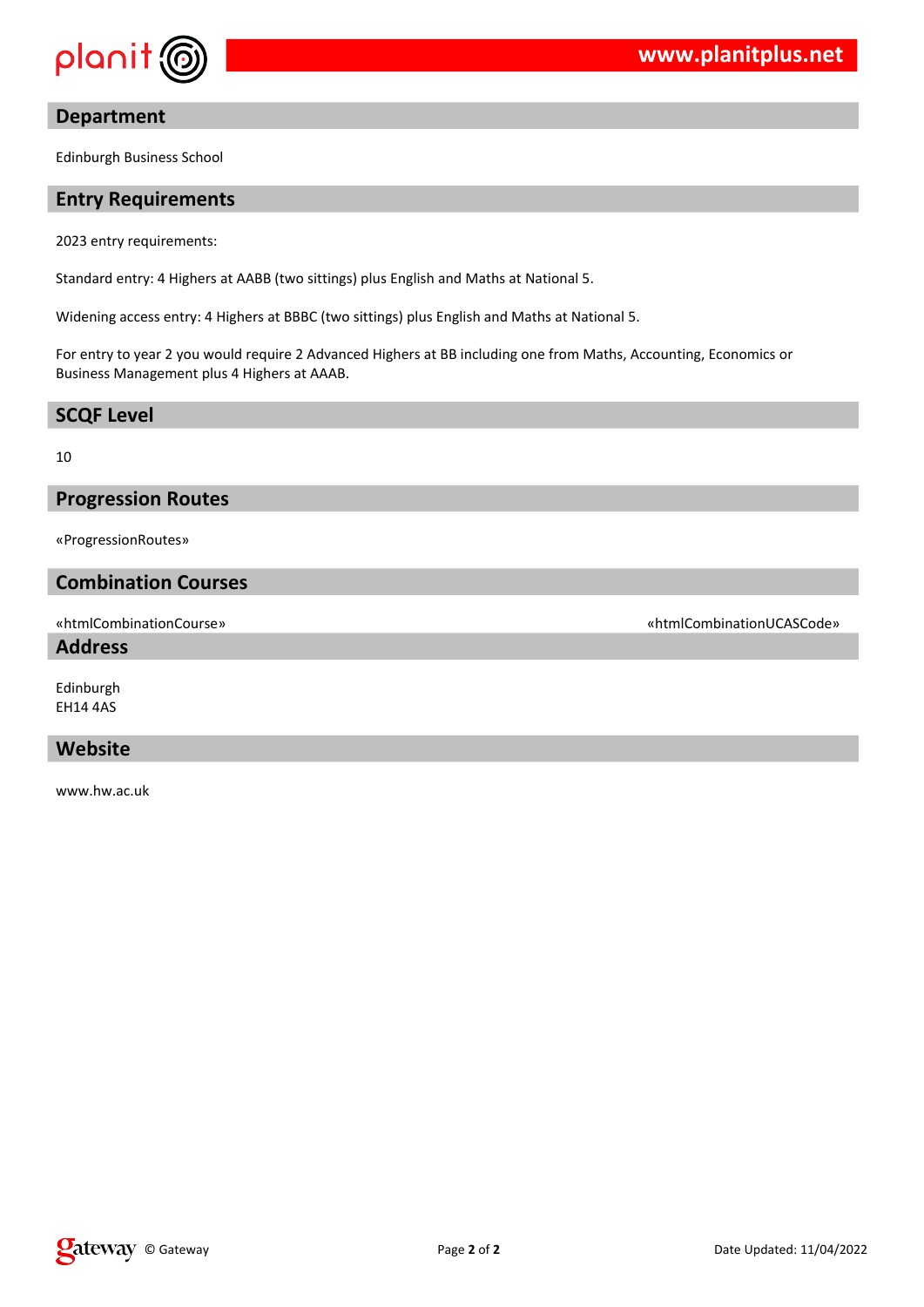## Department

Edinburgh Business School

## Entry Requirements

2023 entry requirements:

Standard entry: 4 Highers at AABB (two sittings) plus English and Maths at National 5.

Widening access entry: 4 Highers at BBBC (two sittings) plus English and Maths at National 5.

For entry to year 2 you would require 2 Advanced Highers at BB including one from Maths, Accounting, Economics or Business Management plus 4 Highers at AAAB.

## SCQF Level

10

## Progression Routes

«ProgressionRoutes»

## Combination Courses

«htmlCombinationCourse» «htmlCombinationUCASCode»

## Address

Edinburgh
EH14 4AS

## Website

www.hw.ac.uk